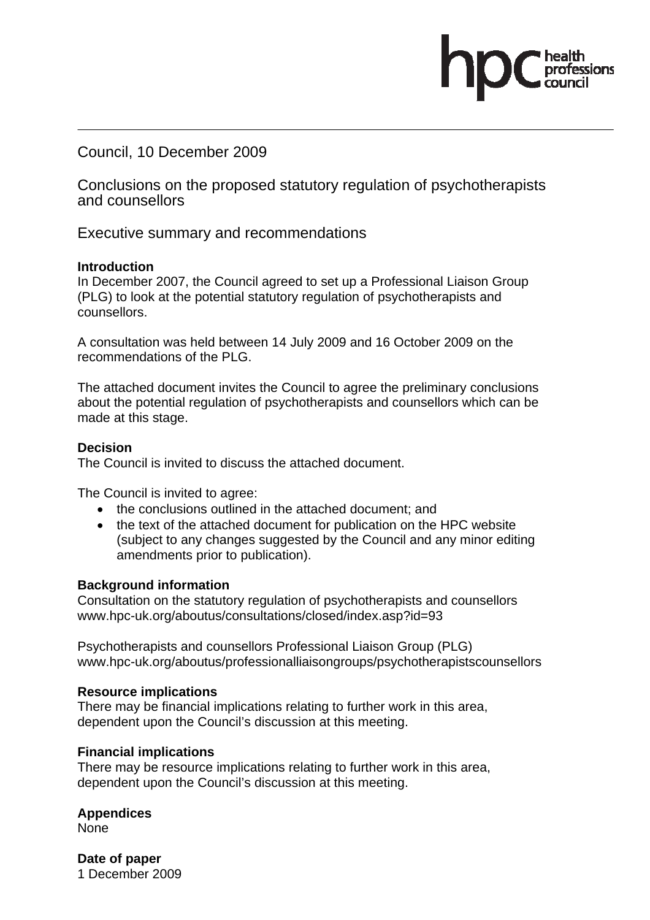Council, 10 December 2009

Conclusions on the proposed statutory regulation of psychotherapists and counsellors

Executive summary and recommendations

**Introduction**

In December 2007, the Council agreed to set up a Professional Liaison Group (PLG) to look at the potential statutory regulation of psychotherapists and counsellors.

A consultation was held between 14 July 2009 and 16 October 2009 on the recommendations of the PLG.

The attached document invites the Council to agree the preliminary conclusions about the potential regulation of psychotherapists and counsellors which can be made at this stage.

**Decision**

The Council is invited to discuss the attached document.

The Council is invited to agree:

- the conclusions outlined in the attached document; and
- the text of the attached document for publication on the HPC website (subject to any changes suggested by the Council and any minor editing amendments prior to publication).

**Background information**

Consultation on the statutory regulation of psychotherapists and counsellors
www.hpc-uk.org/aboutus/consultations/closed/index.asp?id=93

Psychotherapists and counsellors Professional Liaison Group (PLG)
www.hpc-uk.org/aboutus/professionalliaisongroups/psychotherapistscounsellors

**Resource implications**

There may be financial implications relating to further work in this area, dependent upon the Council's discussion at this meeting.

**Financial implications**

There may be resource implications relating to further work in this area, dependent upon the Council's discussion at this meeting.

**Appendices**

None

**Date of paper**

1 December 2009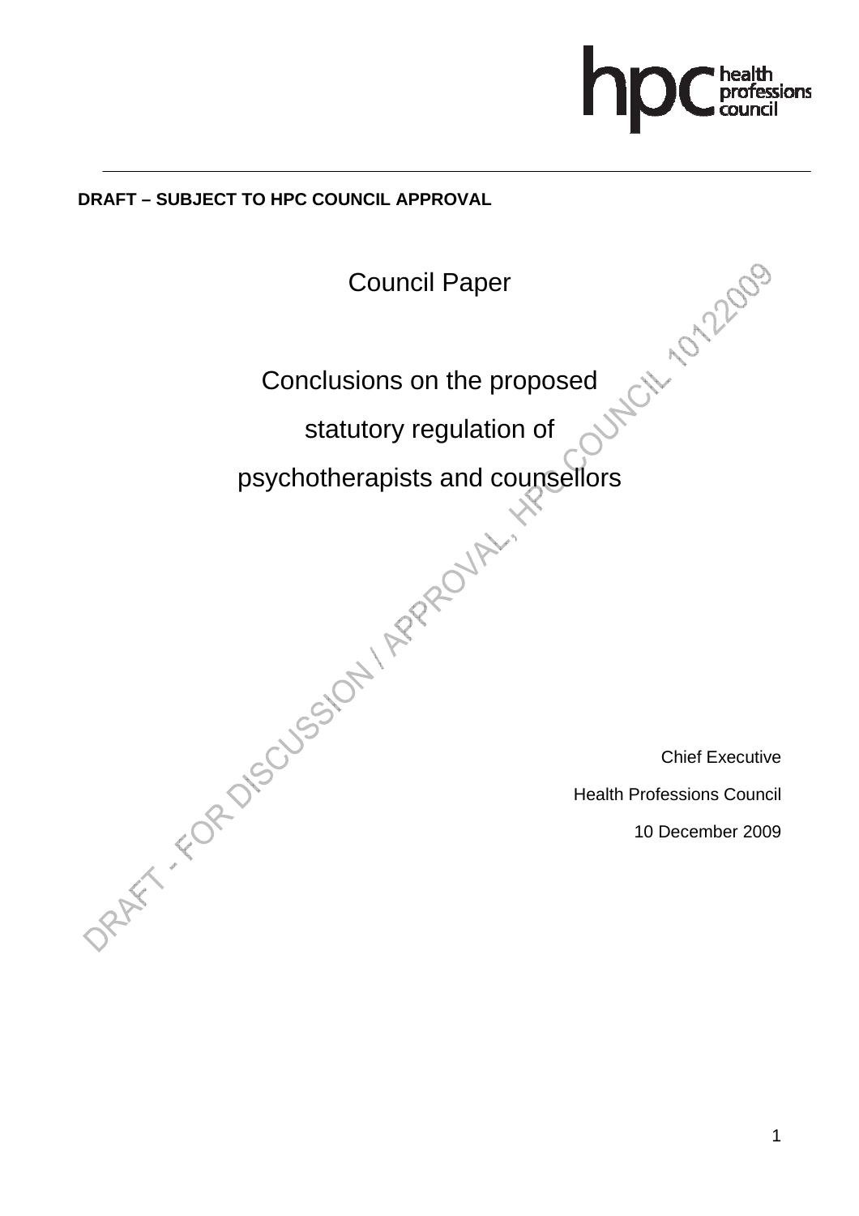**DRAFT – SUBJECT TO HPC COUNCIL APPROVAL**

# Council Paper

# Conclusions on the proposed statutory regulation of psychotherapists and counsellors

DRAFT - FOR DISCUSSION / APPROVAL, HPC COUNCIL 10122009

Chief Executive

Health Professions Council

10 December 2009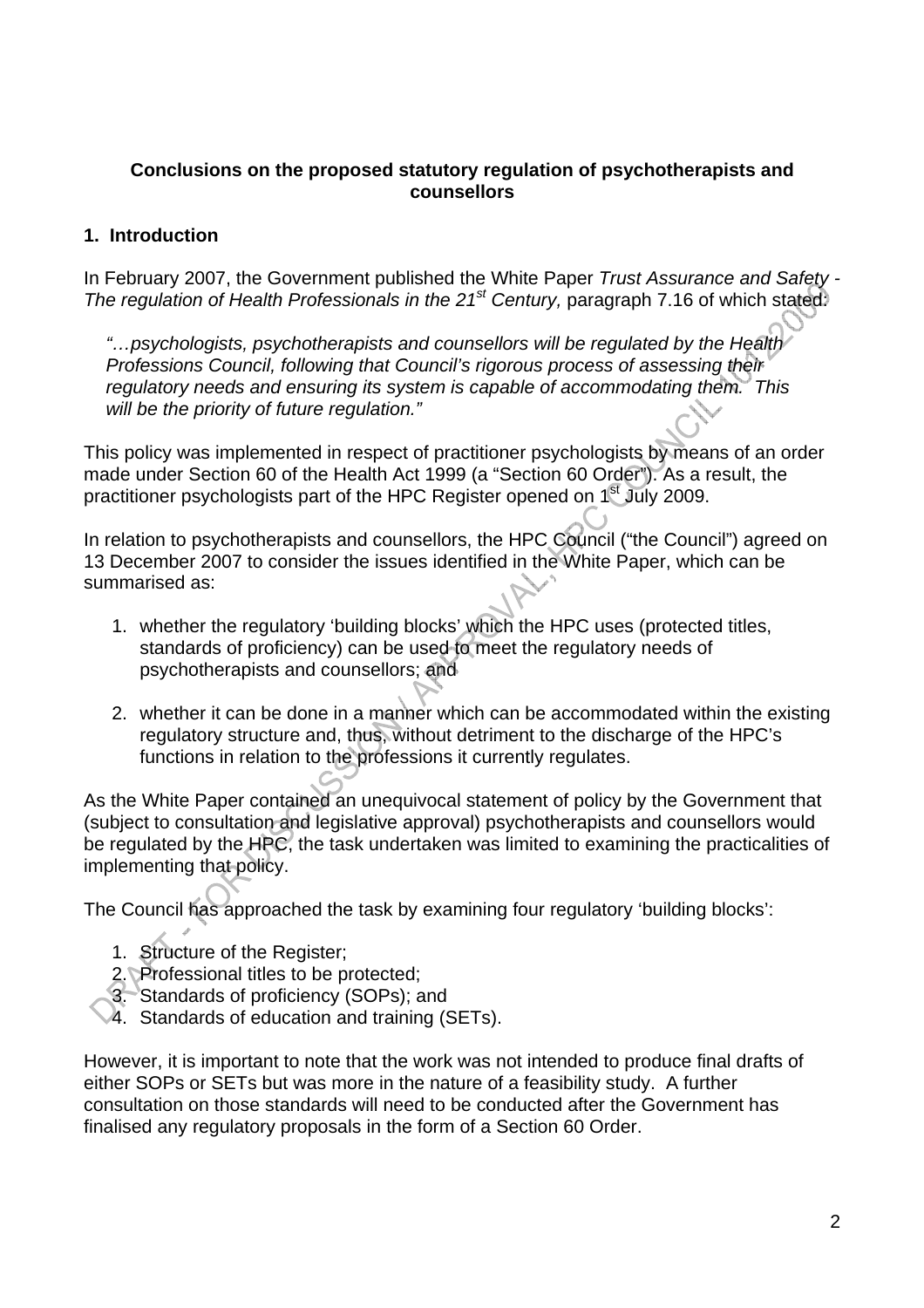**Conclusions on the proposed statutory regulation of psychotherapists and counsellors**

## 1. Introduction

In February 2007, the Government published the White Paper *Trust Assurance and Safety - The regulation of Health Professionals in the 21st Century,* paragraph 7.16 of which stated:

> *"…psychologists, psychotherapists and counsellors will be regulated by the Health Professions Council, following that Council's rigorous process of assessing their regulatory needs and ensuring its system is capable of accommodating them. This will be the priority of future regulation."*

This policy was implemented in respect of practitioner psychologists by means of an order made under Section 60 of the Health Act 1999 (a "Section 60 Order"). As a result, the practitioner psychologists part of the HPC Register opened on 1st July 2009.

In relation to psychotherapists and counsellors, the HPC Council ("the Council") agreed on 13 December 2007 to consider the issues identified in the White Paper, which can be summarised as:

1. whether the regulatory 'building blocks' which the HPC uses (protected titles, standards of proficiency) can be used to meet the regulatory needs of psychotherapists and counsellors; and

2. whether it can be done in a manner which can be accommodated within the existing regulatory structure and, thus, without detriment to the discharge of the HPC's functions in relation to the professions it currently regulates.

As the White Paper contained an unequivocal statement of policy by the Government that (subject to consultation and legislative approval) psychotherapists and counsellors would be regulated by the HPC, the task undertaken was limited to examining the practicalities of implementing that policy.

The Council has approached the task by examining four regulatory 'building blocks':

1. Structure of the Register;
2. Professional titles to be protected;
3. Standards of proficiency (SOPs); and
4. Standards of education and training (SETs).

However, it is important to note that the work was not intended to produce final drafts of either SOPs or SETs but was more in the nature of a feasibility study. A further consultation on those standards will need to be conducted after the Government has finalised any regulatory proposals in the form of a Section 60 Order.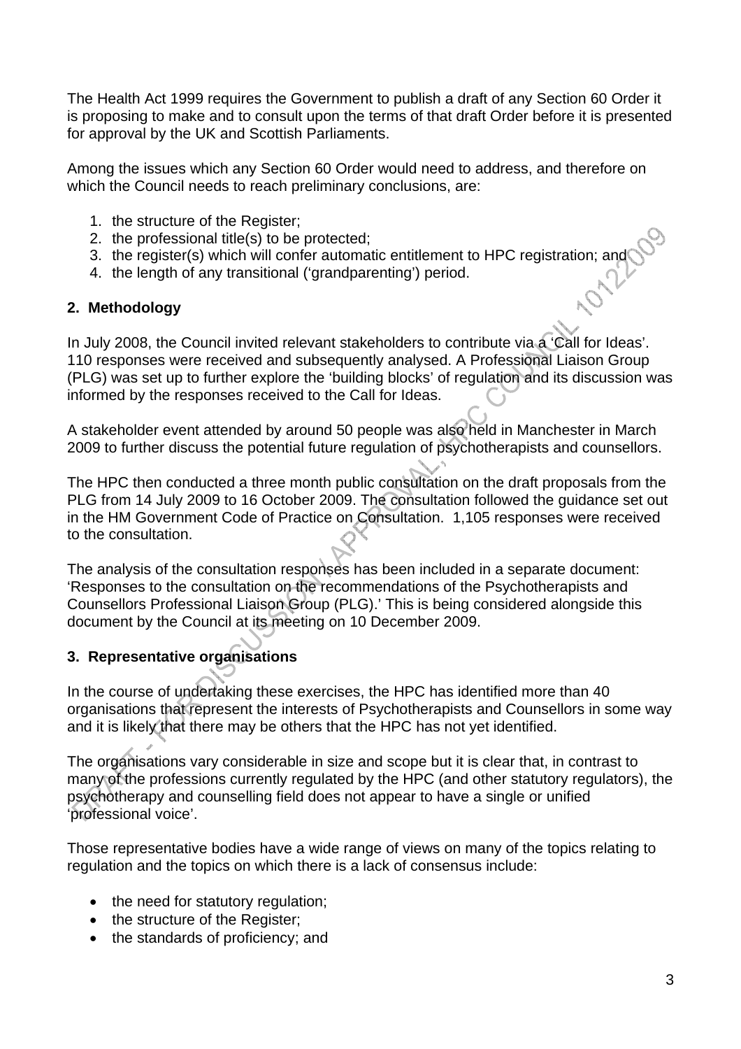The Health Act 1999 requires the Government to publish a draft of any Section 60 Order it is proposing to make and to consult upon the terms of that draft Order before it is presented for approval by the UK and Scottish Parliaments.

Among the issues which any Section 60 Order would need to address, and therefore on which the Council needs to reach preliminary conclusions, are:

1. the structure of the Register;
2. the professional title(s) to be protected;
3. the register(s) which will confer automatic entitlement to HPC registration; and
4. the length of any transitional ('grandparenting') period.

## 2. Methodology

In July 2008, the Council invited relevant stakeholders to contribute via a 'Call for Ideas'. 110 responses were received and subsequently analysed. A Professional Liaison Group (PLG) was set up to further explore the 'building blocks' of regulation and its discussion was informed by the responses received to the Call for Ideas.

A stakeholder event attended by around 50 people was also held in Manchester in March 2009 to further discuss the potential future regulation of psychotherapists and counsellors.

The HPC then conducted a three month public consultation on the draft proposals from the PLG from 14 July 2009 to 16 October 2009. The consultation followed the guidance set out in the HM Government Code of Practice on Consultation. 1,105 responses were received to the consultation.

The analysis of the consultation responses has been included in a separate document: 'Responses to the consultation on the recommendations of the Psychotherapists and Counsellors Professional Liaison Group (PLG).' This is being considered alongside this document by the Council at its meeting on 10 December 2009.

## 3. Representative organisations

In the course of undertaking these exercises, the HPC has identified more than 40 organisations that represent the interests of Psychotherapists and Counsellors in some way and it is likely that there may be others that the HPC has not yet identified.

The organisations vary considerable in size and scope but it is clear that, in contrast to many of the professions currently regulated by the HPC (and other statutory regulators), the psychotherapy and counselling field does not appear to have a single or unified 'professional voice'.

Those representative bodies have a wide range of views on many of the topics relating to regulation and the topics on which there is a lack of consensus include:

- the need for statutory regulation;
- the structure of the Register;
- the standards of proficiency; and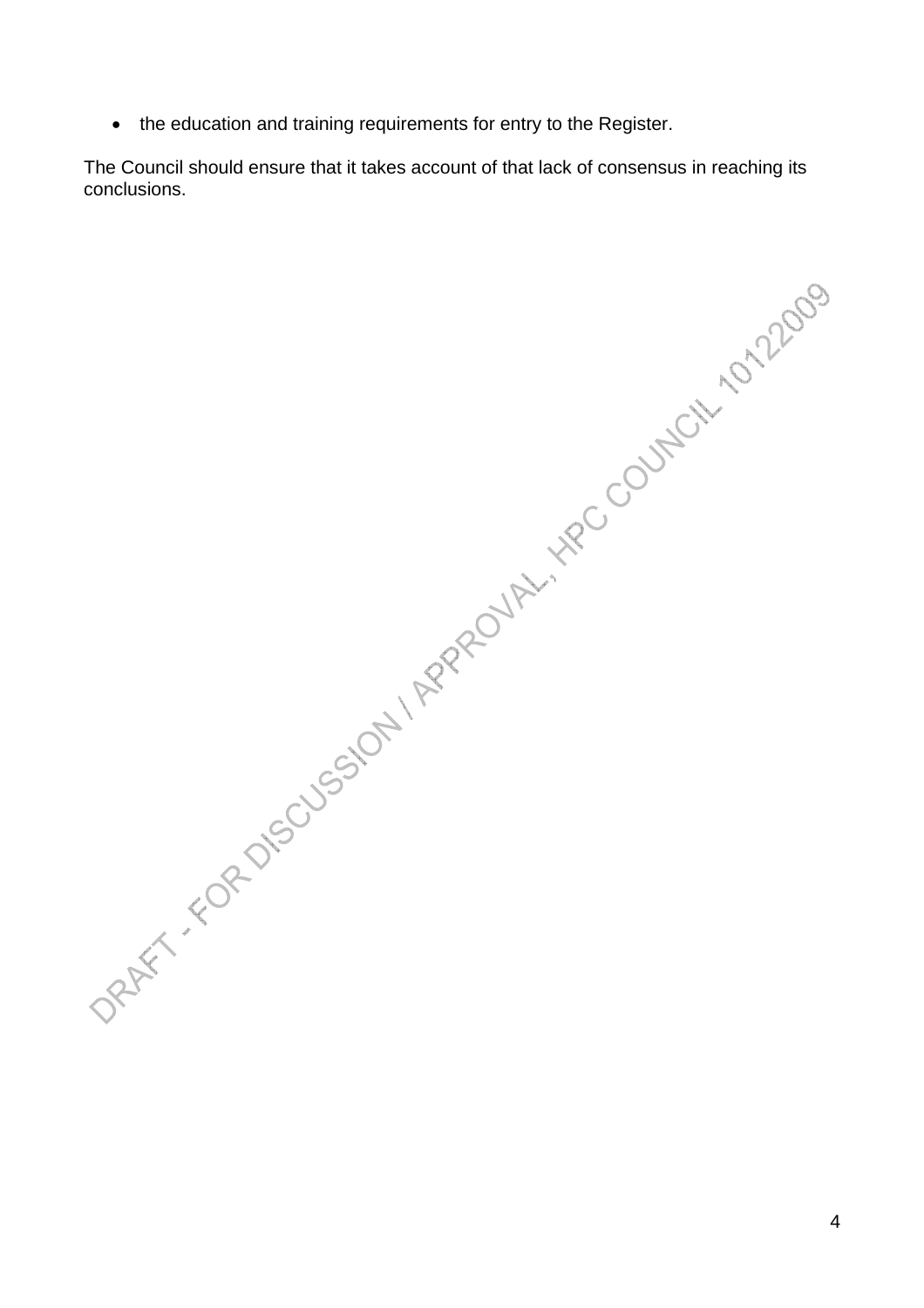- the education and training requirements for entry to the Register.

The Council should ensure that it takes account of that lack of consensus in reaching its conclusions.

DRAFT - FOR DISCUSSION / APPROVAL, HPC COUNCIL 10122009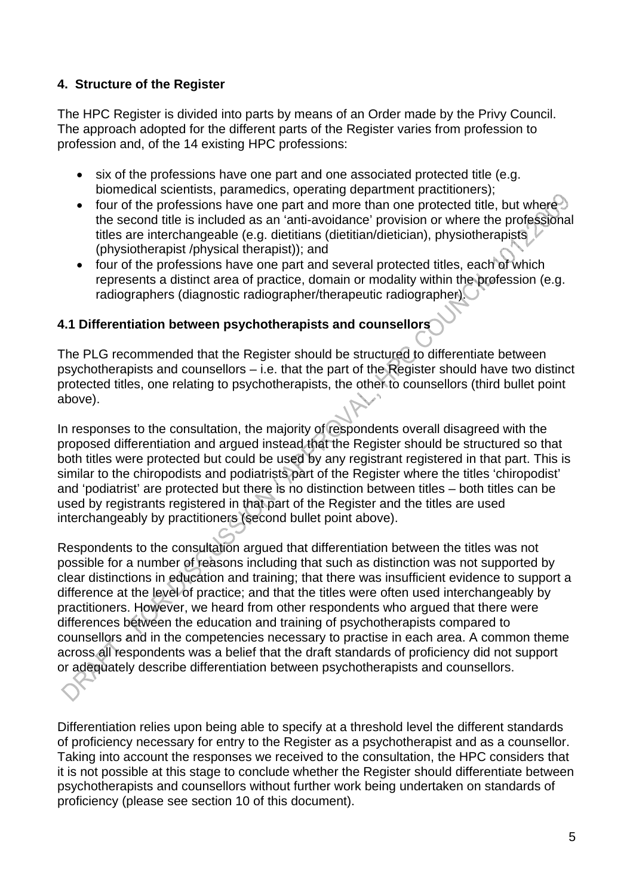### 4. Structure of the Register

The HPC Register is divided into parts by means of an Order made by the Privy Council. The approach adopted for the different parts of the Register varies from profession to profession and, of the 14 existing HPC professions:

- six of the professions have one part and one associated protected title (e.g. biomedical scientists, paramedics, operating department practitioners);
- four of the professions have one part and more than one protected title, but where the second title is included as an 'anti-avoidance' provision or where the professional titles are interchangeable (e.g. dietitians (dietitian/dietician), physiotherapists (physiotherapist /physical therapist)); and
- four of the professions have one part and several protected titles, each of which represents a distinct area of practice, domain or modality within the profession (e.g. radiographers (diagnostic radiographer/therapeutic radiographer).

### 4.1 Differentiation between psychotherapists and counsellors

The PLG recommended that the Register should be structured to differentiate between psychotherapists and counsellors – i.e. that the part of the Register should have two distinct protected titles, one relating to psychotherapists, the other to counsellors (third bullet point above).

In responses to the consultation, the majority of respondents overall disagreed with the proposed differentiation and argued instead that the Register should be structured so that both titles were protected but could be used by any registrant registered in that part. This is similar to the chiropodists and podiatrists part of the Register where the titles 'chiropodist' and 'podiatrist' are protected but there is no distinction between titles – both titles can be used by registrants registered in that part of the Register and the titles are used interchangeably by practitioners (second bullet point above).

Respondents to the consultation argued that differentiation between the titles was not possible for a number of reasons including that such as distinction was not supported by clear distinctions in education and training; that there was insufficient evidence to support a difference at the level of practice; and that the titles were often used interchangeably by practitioners. However, we heard from other respondents who argued that there were differences between the education and training of psychotherapists compared to counsellors and in the competencies necessary to practise in each area. A common theme across all respondents was a belief that the draft standards of proficiency did not support or adequately describe differentiation between psychotherapists and counsellors.

Differentiation relies upon being able to specify at a threshold level the different standards of proficiency necessary for entry to the Register as a psychotherapist and as a counsellor. Taking into account the responses we received to the consultation, the HPC considers that it is not possible at this stage to conclude whether the Register should differentiate between psychotherapists and counsellors without further work being undertaken on standards of proficiency (please see section 10 of this document).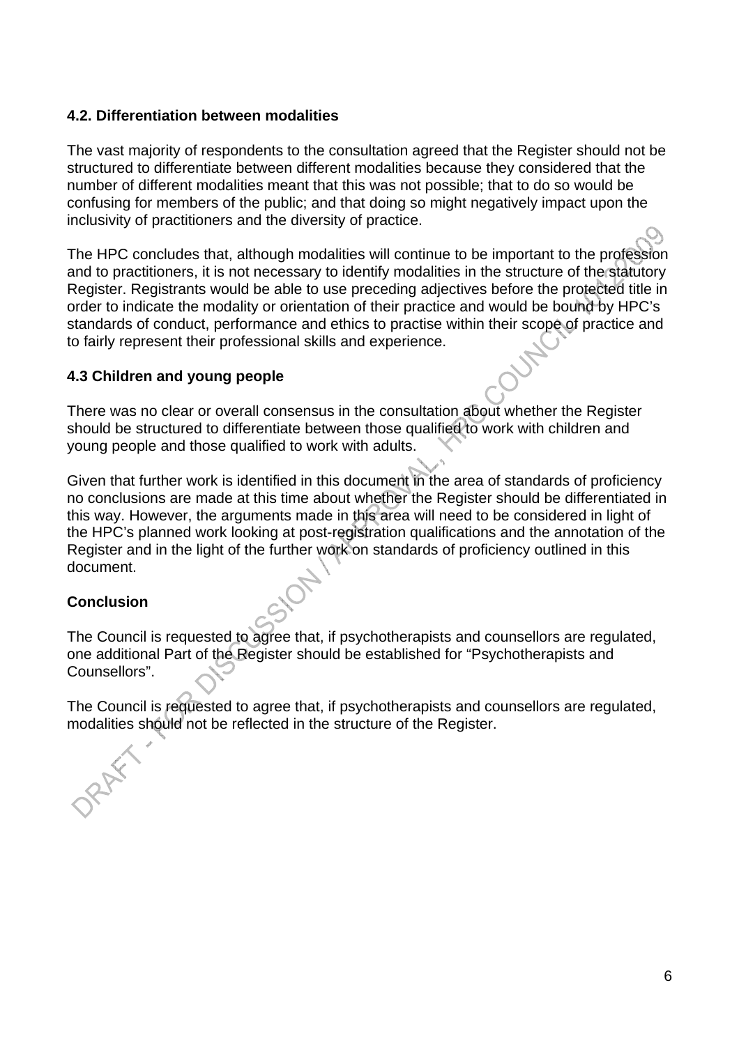### 4.2. Differentiation between modalities

The vast majority of respondents to the consultation agreed that the Register should not be structured to differentiate between different modalities because they considered that the number of different modalities meant that this was not possible; that to do so would be confusing for members of the public; and that doing so might negatively impact upon the inclusivity of practitioners and the diversity of practice.

The HPC concludes that, although modalities will continue to be important to the profession and to practitioners, it is not necessary to identify modalities in the structure of the statutory Register. Registrants would be able to use preceding adjectives before the protected title in order to indicate the modality or orientation of their practice and would be bound by HPC's standards of conduct, performance and ethics to practise within their scope of practice and to fairly represent their professional skills and experience.

### 4.3 Children and young people

There was no clear or overall consensus in the consultation about whether the Register should be structured to differentiate between those qualified to work with children and young people and those qualified to work with adults.

Given that further work is identified in this document in the area of standards of proficiency no conclusions are made at this time about whether the Register should be differentiated in this way. However, the arguments made in this area will need to be considered in light of the HPC's planned work looking at post-registration qualifications and the annotation of the Register and in the light of the further work on standards of proficiency outlined in this document.

### Conclusion

The Council is requested to agree that, if psychotherapists and counsellors are regulated, one additional Part of the Register should be established for "Psychotherapists and Counsellors".

The Council is requested to agree that, if psychotherapists and counsellors are regulated, modalities should not be reflected in the structure of the Register.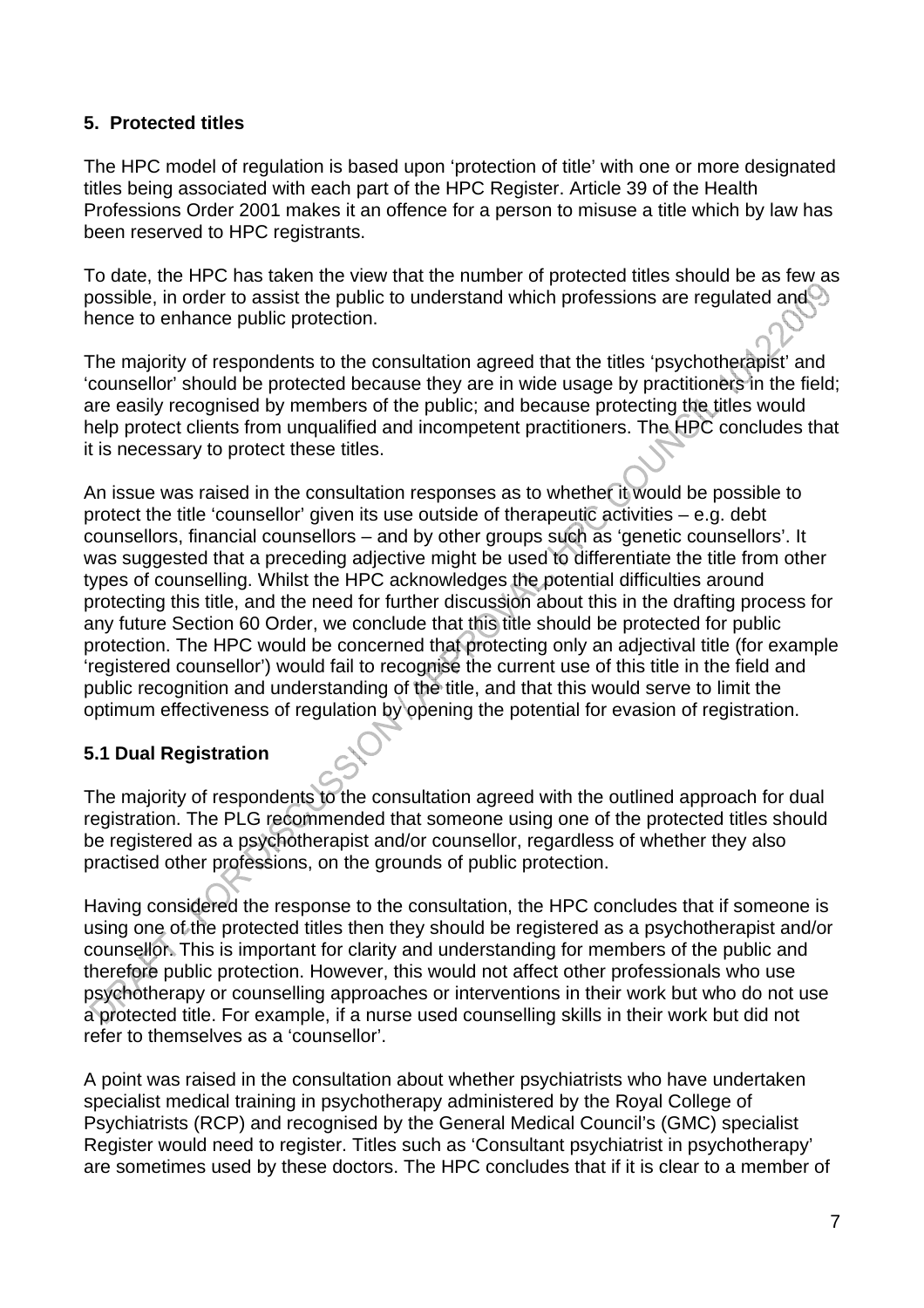## 5. Protected titles

The HPC model of regulation is based upon 'protection of title' with one or more designated titles being associated with each part of the HPC Register. Article 39 of the Health Professions Order 2001 makes it an offence for a person to misuse a title which by law has been reserved to HPC registrants.

To date, the HPC has taken the view that the number of protected titles should be as few as possible, in order to assist the public to understand which professions are regulated and hence to enhance public protection.

The majority of respondents to the consultation agreed that the titles 'psychotherapist' and 'counsellor' should be protected because they are in wide usage by practitioners in the field; are easily recognised by members of the public; and because protecting the titles would help protect clients from unqualified and incompetent practitioners. The HPC concludes that it is necessary to protect these titles.

An issue was raised in the consultation responses as to whether it would be possible to protect the title 'counsellor' given its use outside of therapeutic activities – e.g. debt counsellors, financial counsellors – and by other groups such as 'genetic counsellors'. It was suggested that a preceding adjective might be used to differentiate the title from other types of counselling. Whilst the HPC acknowledges the potential difficulties around protecting this title, and the need for further discussion about this in the drafting process for any future Section 60 Order, we conclude that this title should be protected for public protection. The HPC would be concerned that protecting only an adjectival title (for example 'registered counsellor') would fail to recognise the current use of this title in the field and public recognition and understanding of the title, and that this would serve to limit the optimum effectiveness of regulation by opening the potential for evasion of registration.

### 5.1 Dual Registration

The majority of respondents to the consultation agreed with the outlined approach for dual registration. The PLG recommended that someone using one of the protected titles should be registered as a psychotherapist and/or counsellor, regardless of whether they also practised other professions, on the grounds of public protection.

Having considered the response to the consultation, the HPC concludes that if someone is using one of the protected titles then they should be registered as a psychotherapist and/or counsellor. This is important for clarity and understanding for members of the public and therefore public protection. However, this would not affect other professionals who use psychotherapy or counselling approaches or interventions in their work but who do not use a protected title. For example, if a nurse used counselling skills in their work but did not refer to themselves as a 'counsellor'.

A point was raised in the consultation about whether psychiatrists who have undertaken specialist medical training in psychotherapy administered by the Royal College of Psychiatrists (RCP) and recognised by the General Medical Council's (GMC) specialist Register would need to register. Titles such as 'Consultant psychiatrist in psychotherapy' are sometimes used by these doctors. The HPC concludes that if it is clear to a member of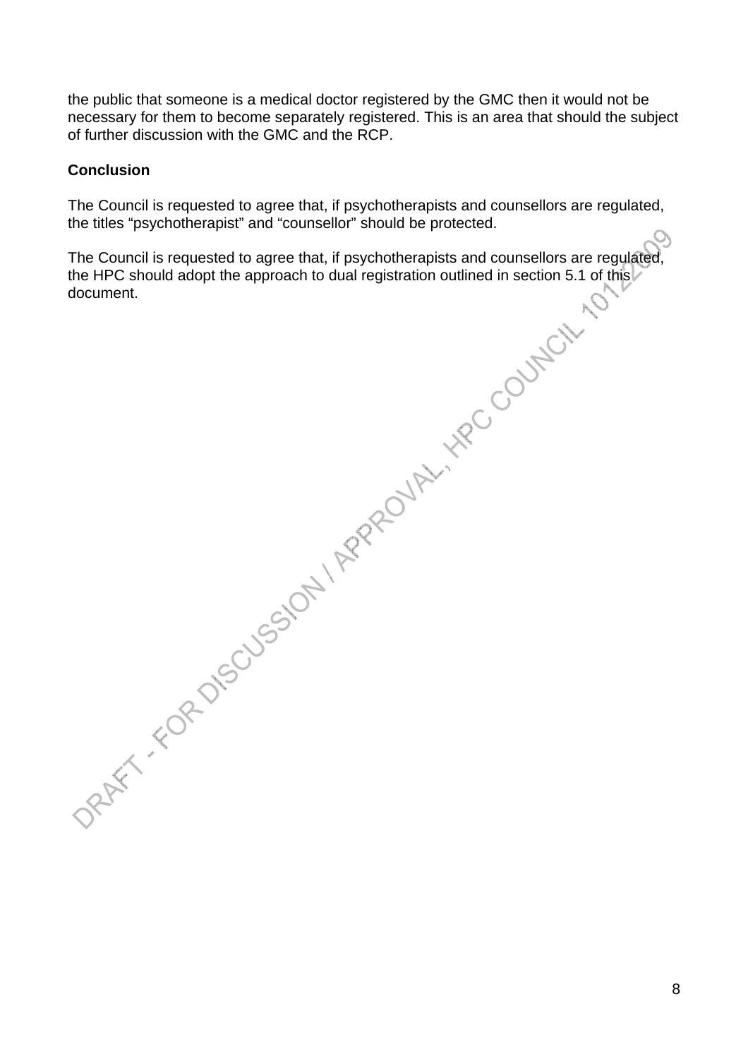the public that someone is a medical doctor registered by the GMC then it would not be necessary for them to become separately registered. This is an area that should the subject of further discussion with the GMC and the RCP.

**Conclusion**

The Council is requested to agree that, if psychotherapists and counsellors are regulated, the titles "psychotherapist" and "counsellor" should be protected.

The Council is requested to agree that, if psychotherapists and counsellors are regulated, the HPC should adopt the approach to dual registration outlined in section 5.1 of this document.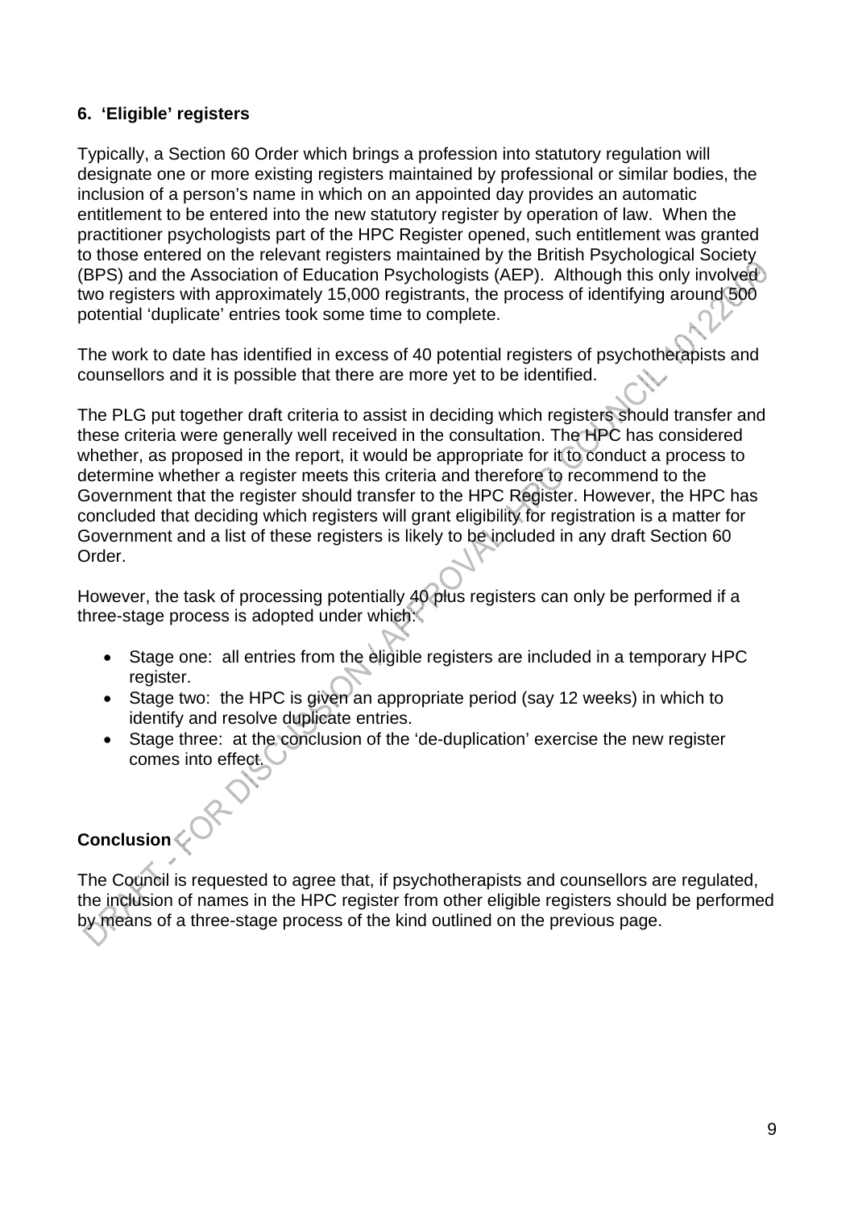## 6. 'Eligible' registers

Typically, a Section 60 Order which brings a profession into statutory regulation will designate one or more existing registers maintained by professional or similar bodies, the inclusion of a person's name in which on an appointed day provides an automatic entitlement to be entered into the new statutory register by operation of law. When the practitioner psychologists part of the HPC Register opened, such entitlement was granted to those entered on the relevant registers maintained by the British Psychological Society (BPS) and the Association of Education Psychologists (AEP). Although this only involved two registers with approximately 15,000 registrants, the process of identifying around 500 potential 'duplicate' entries took some time to complete.

The work to date has identified in excess of 40 potential registers of psychotherapists and counsellors and it is possible that there are more yet to be identified.

The PLG put together draft criteria to assist in deciding which registers should transfer and these criteria were generally well received in the consultation. The HPC has considered whether, as proposed in the report, it would be appropriate for it to conduct a process to determine whether a register meets this criteria and therefore to recommend to the Government that the register should transfer to the HPC Register. However, the HPC has concluded that deciding which registers will grant eligibility for registration is a matter for Government and a list of these registers is likely to be included in any draft Section 60 Order.

However, the task of processing potentially 40 plus registers can only be performed if a three-stage process is adopted under which:

- Stage one: all entries from the eligible registers are included in a temporary HPC register.
- Stage two: the HPC is given an appropriate period (say 12 weeks) in which to identify and resolve duplicate entries.
- Stage three: at the conclusion of the 'de-duplication' exercise the new register comes into effect.

## Conclusion

The Council is requested to agree that, if psychotherapists and counsellors are regulated, the inclusion of names in the HPC register from other eligible registers should be performed by means of a three-stage process of the kind outlined on the previous page.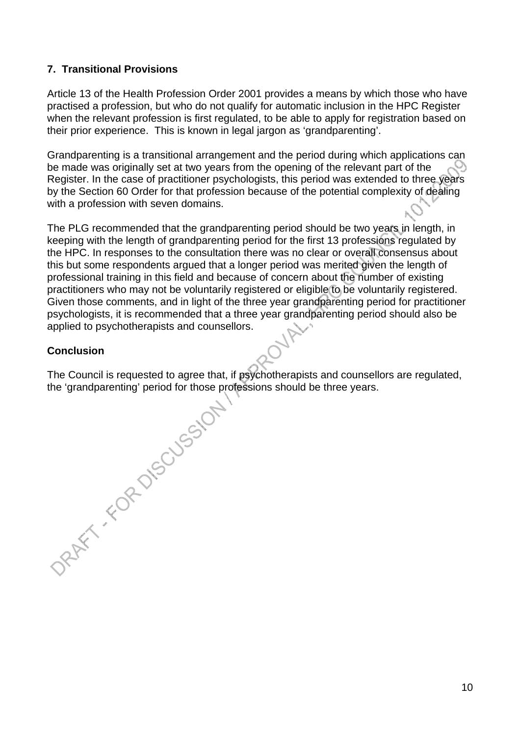## 7. Transitional Provisions

Article 13 of the Health Profession Order 2001 provides a means by which those who have practised a profession, but who do not qualify for automatic inclusion in the HPC Register when the relevant profession is first regulated, to be able to apply for registration based on their prior experience. This is known in legal jargon as 'grandparenting'.

Grandparenting is a transitional arrangement and the period during which applications can be made was originally set at two years from the opening of the relevant part of the Register. In the case of practitioner psychologists, this period was extended to three years by the Section 60 Order for that profession because of the potential complexity of dealing with a profession with seven domains.

The PLG recommended that the grandparenting period should be two years in length, in keeping with the length of grandparenting period for the first 13 professions regulated by the HPC. In responses to the consultation there was no clear or overall consensus about this but some respondents argued that a longer period was merited given the length of professional training in this field and because of concern about the number of existing practitioners who may not be voluntarily registered or eligible to be voluntarily registered. Given those comments, and in light of the three year grandparenting period for practitioner psychologists, it is recommended that a three year grandparenting period should also be applied to psychotherapists and counsellors.

### Conclusion

The Council is requested to agree that, if psychotherapists and counsellors are regulated, the 'grandparenting' period for those professions should be three years.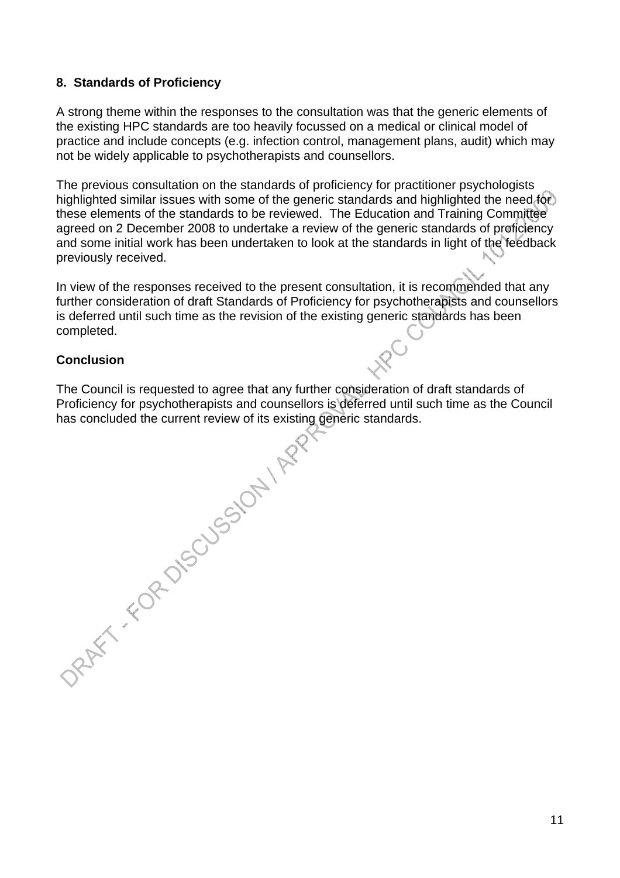## 8. Standards of Proficiency

A strong theme within the responses to the consultation was that the generic elements of the existing HPC standards are too heavily focussed on a medical or clinical model of practice and include concepts (e.g. infection control, management plans, audit) which may not be widely applicable to psychotherapists and counsellors.

The previous consultation on the standards of proficiency for practitioner psychologists highlighted similar issues with some of the generic standards and highlighted the need for these elements of the standards to be reviewed. The Education and Training Committee agreed on 2 December 2008 to undertake a review of the generic standards of proficiency and some initial work has been undertaken to look at the standards in light of the feedback previously received.

In view of the responses received to the present consultation, it is recommended that any further consideration of draft Standards of Proficiency for psychotherapists and counsellors is deferred until such time as the revision of the existing generic standards has been completed.

### Conclusion

The Council is requested to agree that any further consideration of draft standards of Proficiency for psychotherapists and counsellors is deferred until such time as the Council has concluded the current review of its existing generic standards.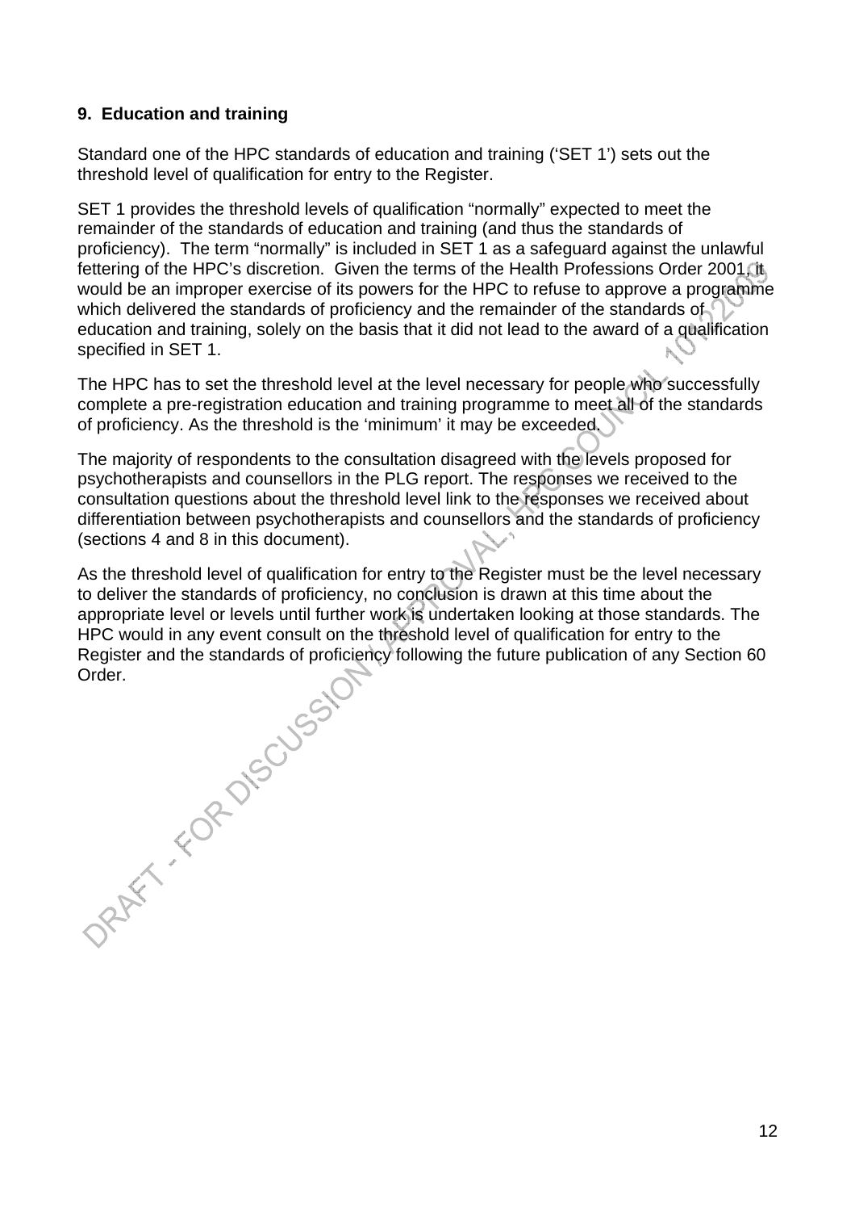## 9. Education and training

Standard one of the HPC standards of education and training ('SET 1') sets out the threshold level of qualification for entry to the Register.

SET 1 provides the threshold levels of qualification "normally" expected to meet the remainder of the standards of education and training (and thus the standards of proficiency). The term "normally" is included in SET 1 as a safeguard against the unlawful fettering of the HPC's discretion. Given the terms of the Health Professions Order 2001, it would be an improper exercise of its powers for the HPC to refuse to approve a programme which delivered the standards of proficiency and the remainder of the standards of education and training, solely on the basis that it did not lead to the award of a qualification specified in SET 1.

The HPC has to set the threshold level at the level necessary for people who successfully complete a pre-registration education and training programme to meet all of the standards of proficiency. As the threshold is the 'minimum' it may be exceeded.

The majority of respondents to the consultation disagreed with the levels proposed for psychotherapists and counsellors in the PLG report. The responses we received to the consultation questions about the threshold level link to the responses we received about differentiation between psychotherapists and counsellors and the standards of proficiency (sections 4 and 8 in this document).

As the threshold level of qualification for entry to the Register must be the level necessary to deliver the standards of proficiency, no conclusion is drawn at this time about the appropriate level or levels until further work is undertaken looking at those standards. The HPC would in any event consult on the threshold level of qualification for entry to the Register and the standards of proficiency following the future publication of any Section 60 Order.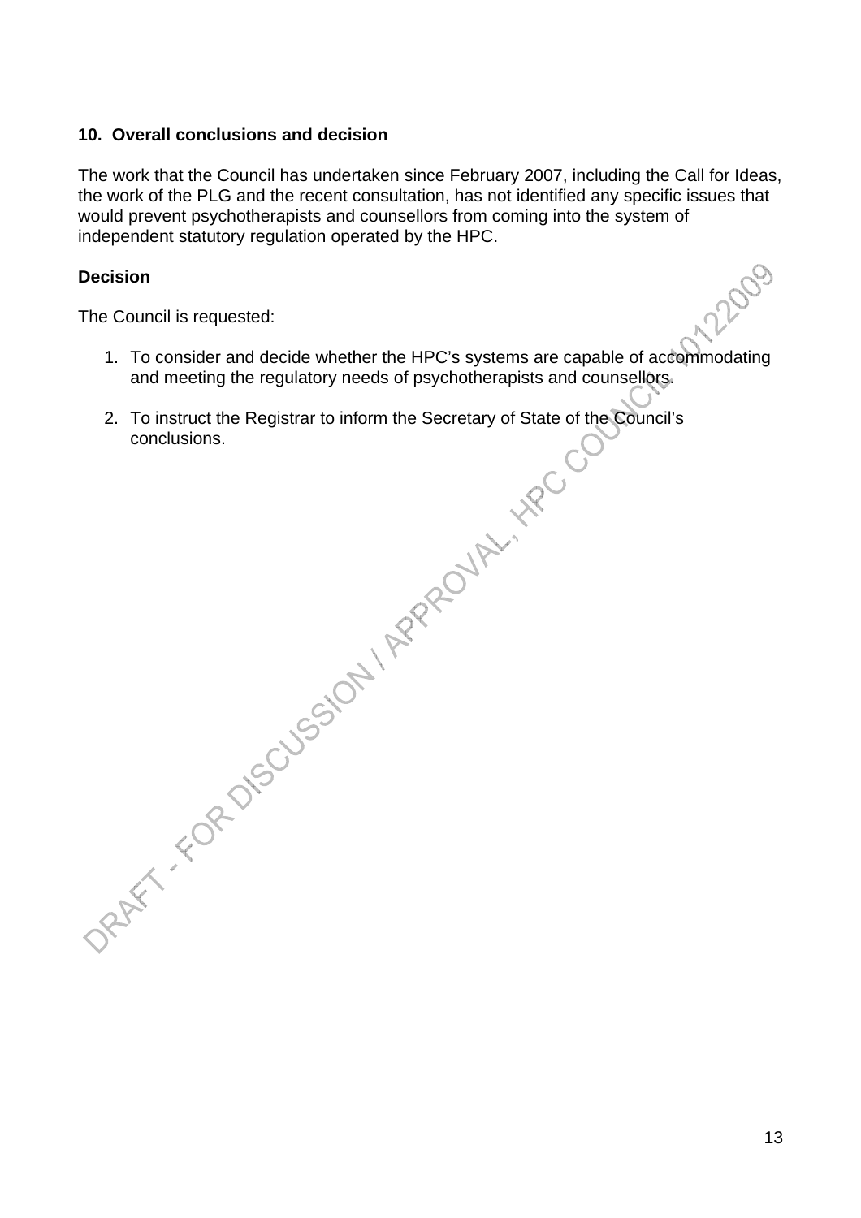## 10. Overall conclusions and decision

The work that the Council has undertaken since February 2007, including the Call for Ideas, the work of the PLG and the recent consultation, has not identified any specific issues that would prevent psychotherapists and counsellors from coming into the system of independent statutory regulation operated by the HPC.

### Decision

The Council is requested:

1. To consider and decide whether the HPC's systems are capable of accommodating and meeting the regulatory needs of psychotherapists and counsellors.

2. To instruct the Registrar to inform the Secretary of State of the Council's conclusions.